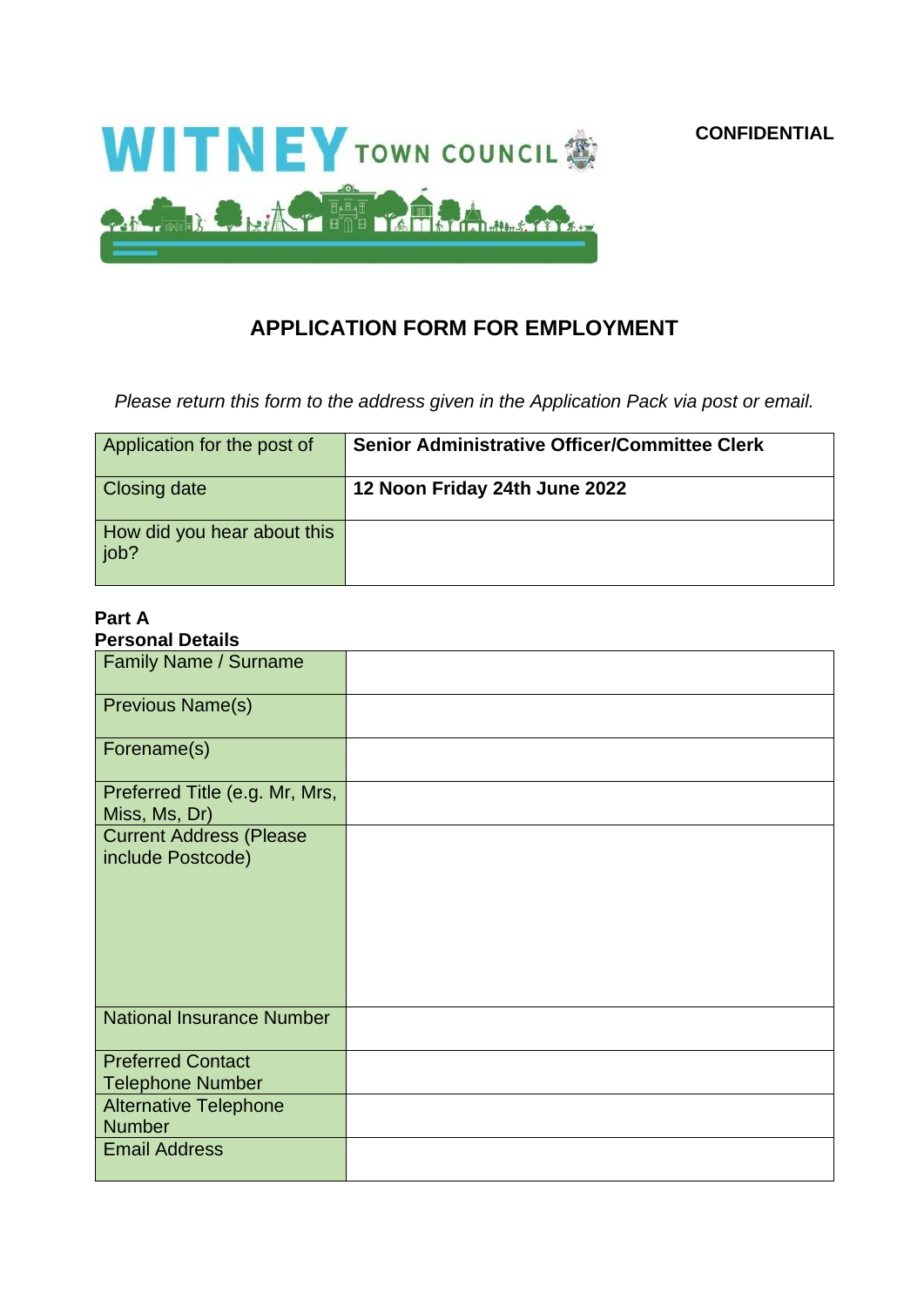**WITNEY TOWN COUNCIL**

**CONFIDENTIAL**

# APPLICATION FORM FOR EMPLOYMENT

*Please return this form to the address given in the Application Pack via post or email.*

| Application for the post of | **Senior Administrative Officer/Committee Clerk** |
|---|---|
| Closing date | **12 Noon Friday 24th June 2022** |
| How did you hear about this job? | |

**Part A**
**Personal Details**

| Family Name / Surname | |
|---|---|
| Previous Name(s) | |
| Forename(s) | |
| Preferred Title (e.g. Mr, Mrs, Miss, Ms, Dr) | |
| Current Address (Please include Postcode) | |
| National Insurance Number | |
| Preferred Contact Telephone Number | |
| Alternative Telephone Number | |
| Email Address | |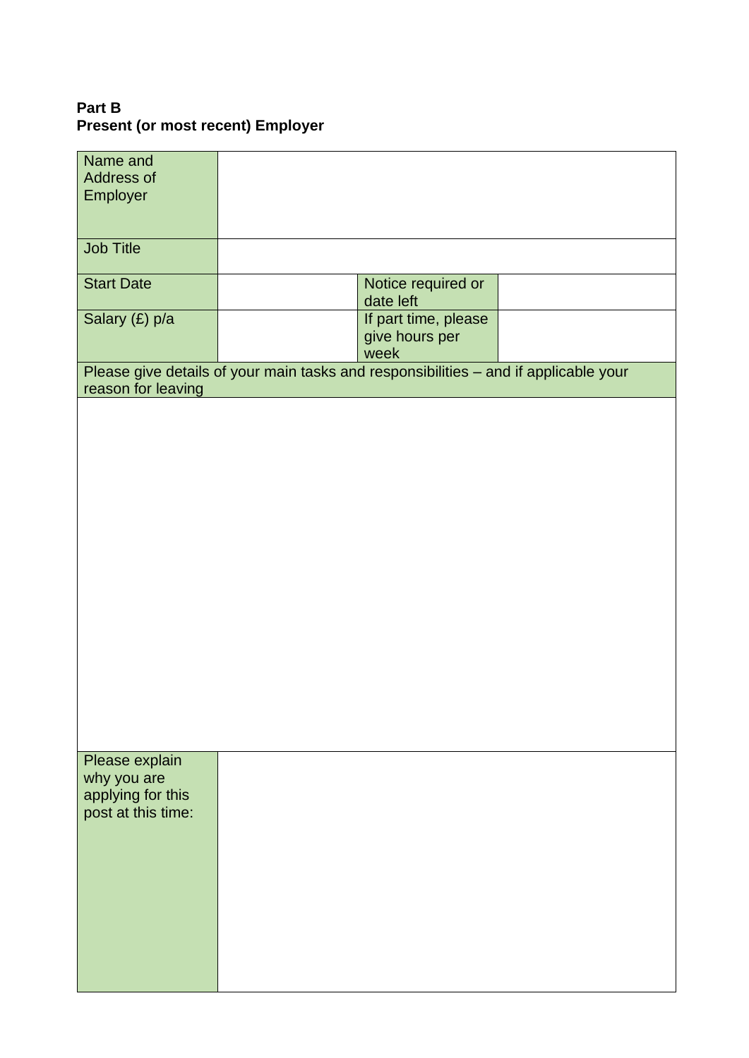**Part B**
**Present (or most recent) Employer**

| Name and Address of Employer | | | |
|---|---|---|---|
| Job Title | | | |
| Start Date | | Notice required or date left | |
| Salary (£) p/a | | If part time, please give hours per week | |
| Please give details of your main tasks and responsibilities – and if applicable your reason for leaving | | | |
| | | | |
| Please explain why you are applying for this post at this time: | | | |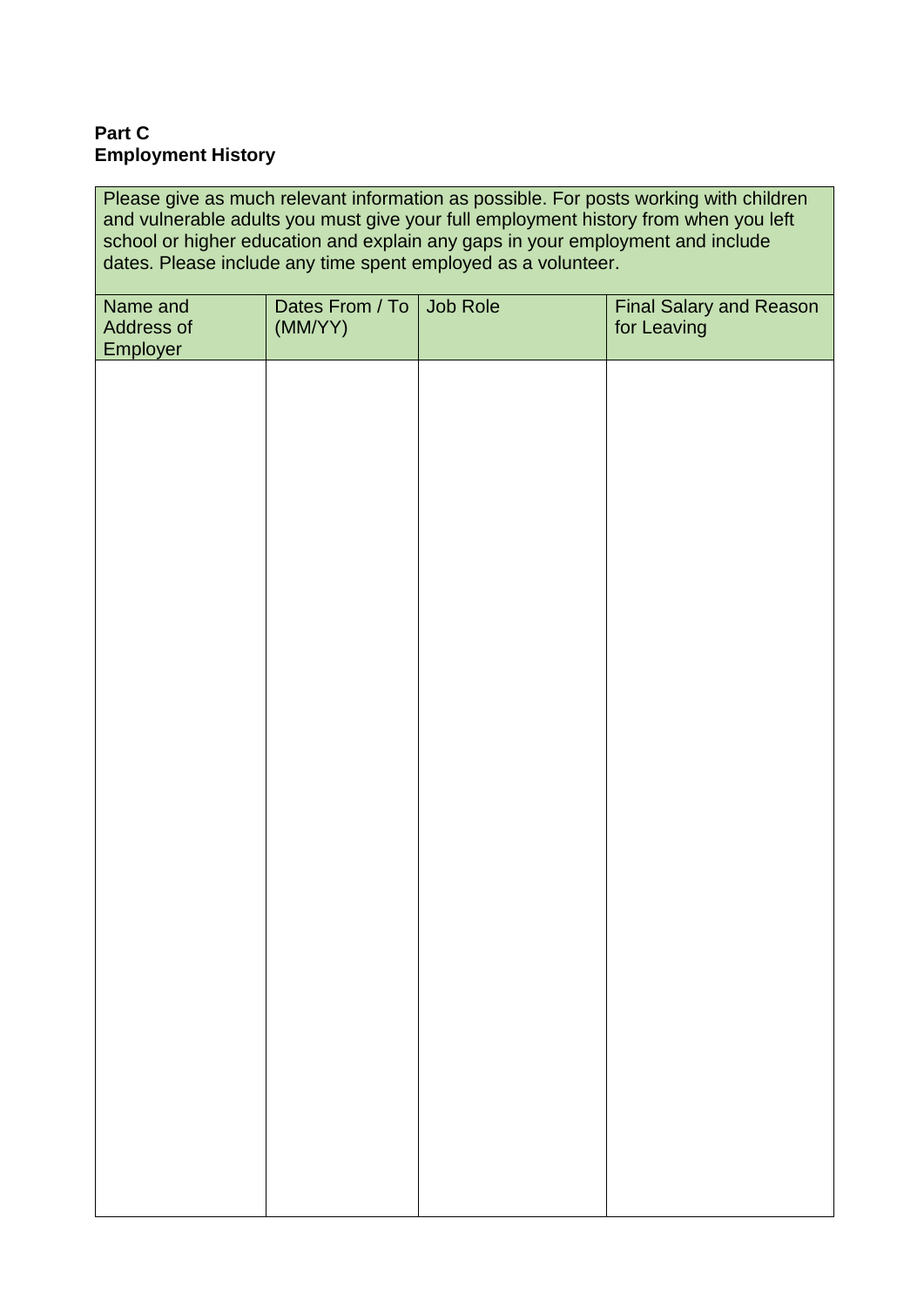**Part C**
**Employment History**

Please give as much relevant information as possible. For posts working with children and vulnerable adults you must give your full employment history from when you left school or higher education and explain any gaps in your employment and include dates. Please include any time spent employed as a volunteer.

| Name and Address of Employer | Dates From / To (MM/YY) | Job Role | Final Salary and Reason for Leaving |
|---|---|---|---|
| | | | |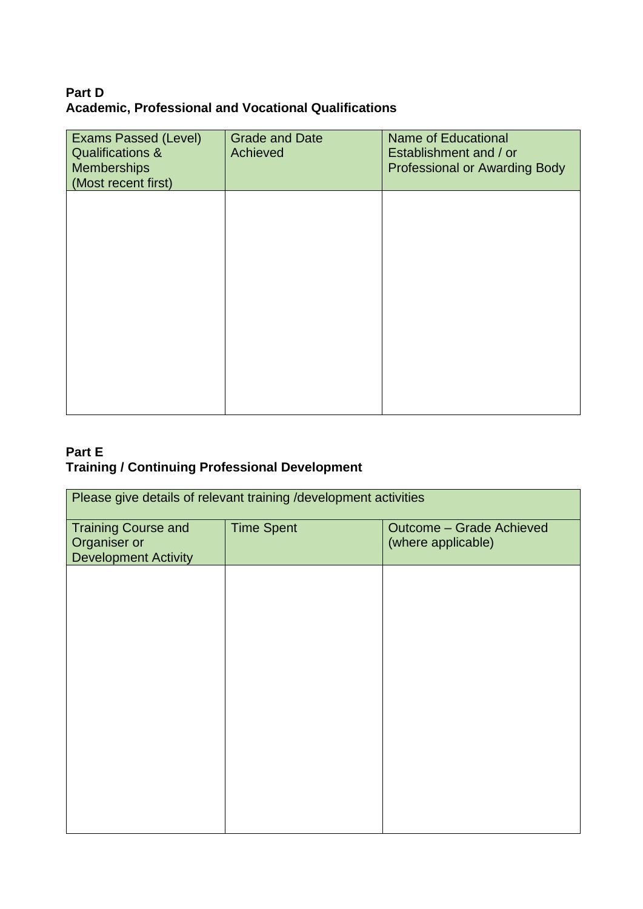**Part D**
**Academic, Professional and Vocational Qualifications**

| Exams Passed (Level) Qualifications & Memberships (Most recent first) | Grade and Date Achieved | Name of Educational Establishment and / or Professional or Awarding Body |
|---|---|---|
| | | |

**Part E**
**Training / Continuing Professional Development**

| Please give details of relevant training /development activities | | |
|---|---|---|
| Training Course and Organiser or Development Activity | Time Spent | Outcome – Grade Achieved (where applicable) |
| | | |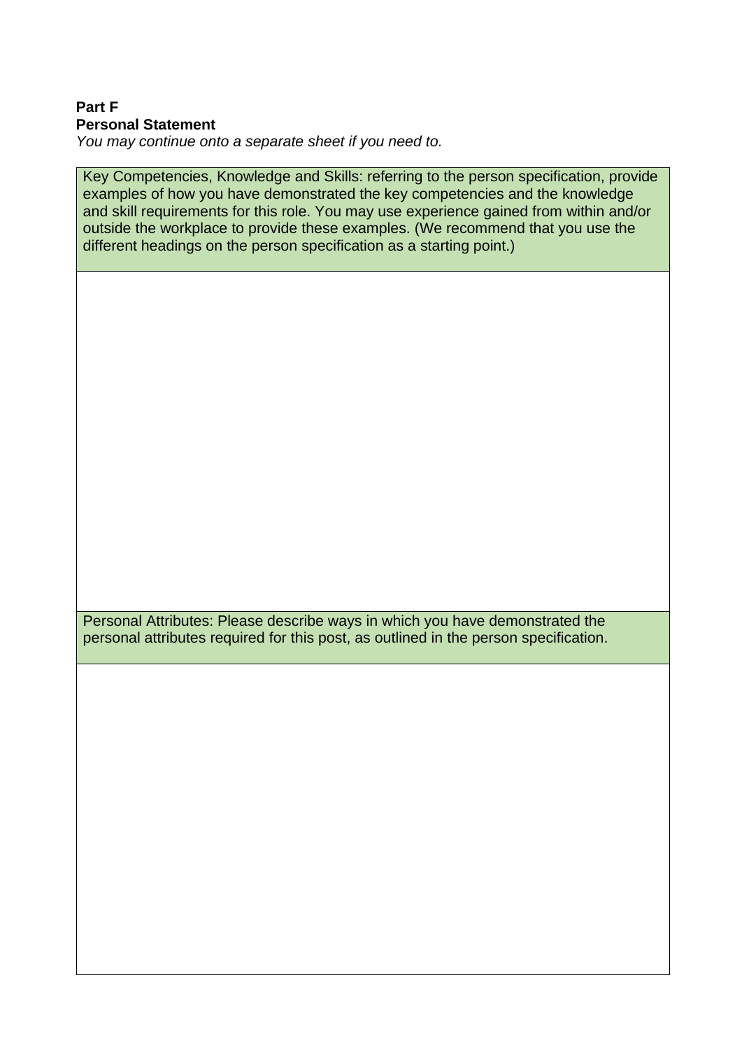**Part F**
**Personal Statement**

*You may continue onto a separate sheet if you need to.*

| Key Competencies, Knowledge and Skills: referring to the person specification, provide examples of how you have demonstrated the key competencies and the knowledge and skill requirements for this role. You may use experience gained from within and/or outside the workplace to provide these examples. (We recommend that you use the different headings on the person specification as a starting point.) |
| --- |
| |
| Personal Attributes: Please describe ways in which you have demonstrated the personal attributes required for this post, as outlined in the person specification. |
| |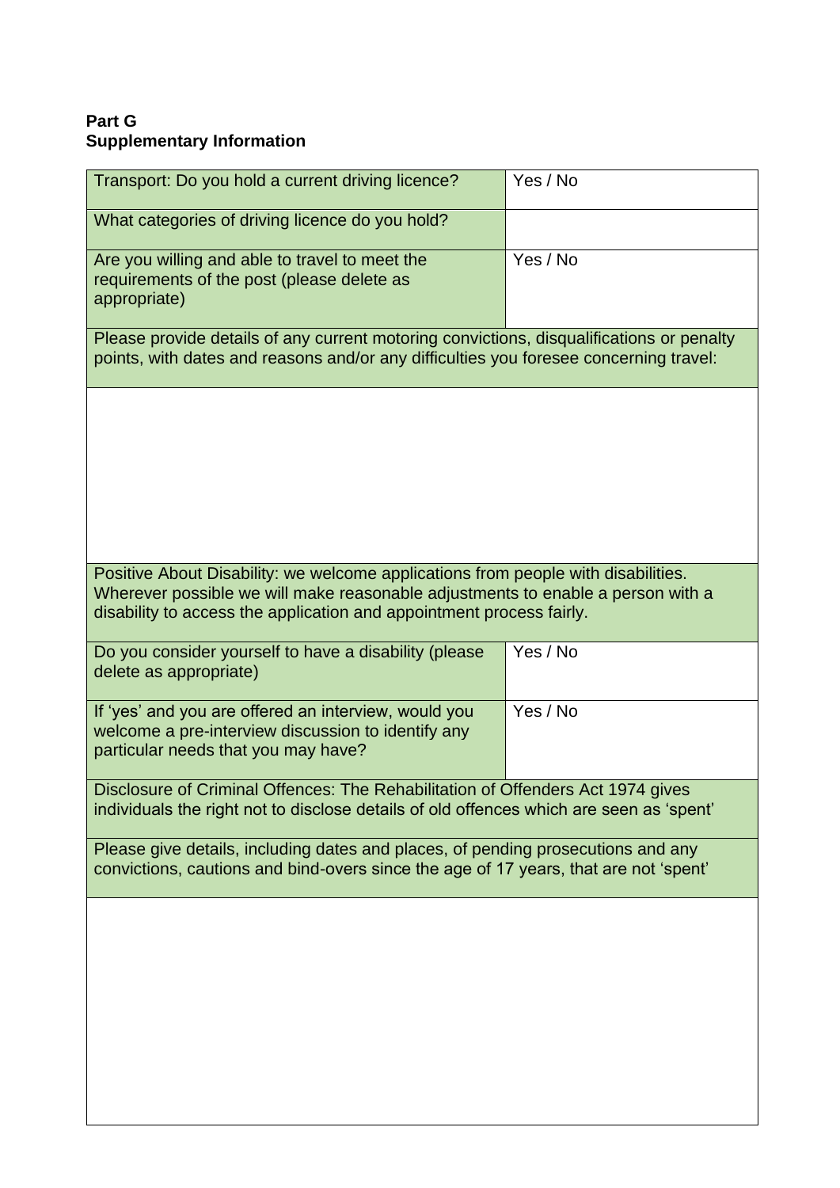**Part G**
**Supplementary Information**

| Transport: Do you hold a current driving licence? | Yes / No |
|---|---|
| What categories of driving licence do you hold? | |
| Are you willing and able to travel to meet the requirements of the post (please delete as appropriate) | Yes / No |
| Please provide details of any current motoring convictions, disqualifications or penalty points, with dates and reasons and/or any difficulties you foresee concerning travel: | |
| | |
| Positive About Disability: we welcome applications from people with disabilities. Wherever possible we will make reasonable adjustments to enable a person with a disability to access the application and appointment process fairly. | |
| Do you consider yourself to have a disability (please delete as appropriate) | Yes / No |
| If 'yes' and you are offered an interview, would you welcome a pre-interview discussion to identify any particular needs that you may have? | Yes / No |
| Disclosure of Criminal Offences: The Rehabilitation of Offenders Act 1974 gives individuals the right not to disclose details of old offences which are seen as 'spent' | |
| Please give details, including dates and places, of pending prosecutions and any convictions, cautions and bind-overs since the age of 17 years, that are not 'spent' | |
| | |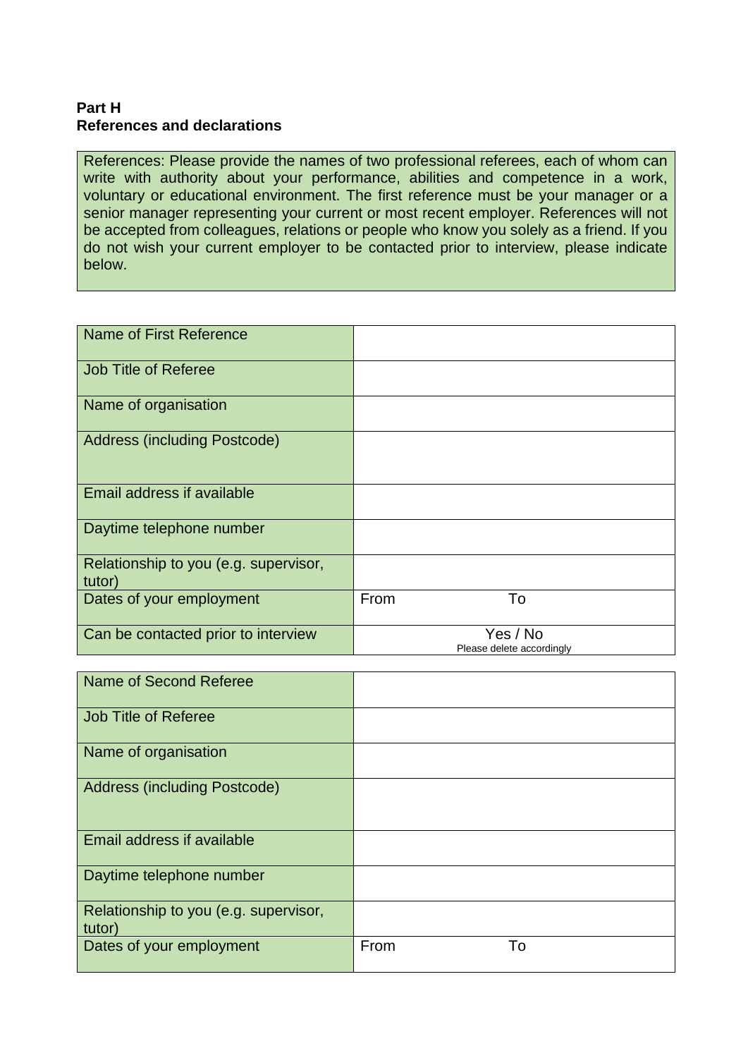**Part H**
**References and declarations**

References: Please provide the names of two professional referees, each of whom can write with authority about your performance, abilities and competence in a work, voluntary or educational environment. The first reference must be your manager or a senior manager representing your current or most recent employer. References will not be accepted from colleagues, relations or people who know you solely as a friend. If you do not wish your current employer to be contacted prior to interview, please indicate below.

| | | |
|---|---|---|
| Name of First Reference | | |
| Job Title of Referee | | |
| Name of organisation | | |
| Address (including Postcode) | | |
| Email address if available | | |
| Daytime telephone number | | |
| Relationship to you (e.g. supervisor, tutor) | | |
| Dates of your employment | From | To |
| Can be contacted prior to interview | Yes / No<br>Please delete accordingly | |

| | | |
|---|---|---|
| Name of Second Referee | | |
| Job Title of Referee | | |
| Name of organisation | | |
| Address (including Postcode) | | |
| Email address if available | | |
| Daytime telephone number | | |
| Relationship to you (e.g. supervisor, tutor) | | |
| Dates of your employment | From | To |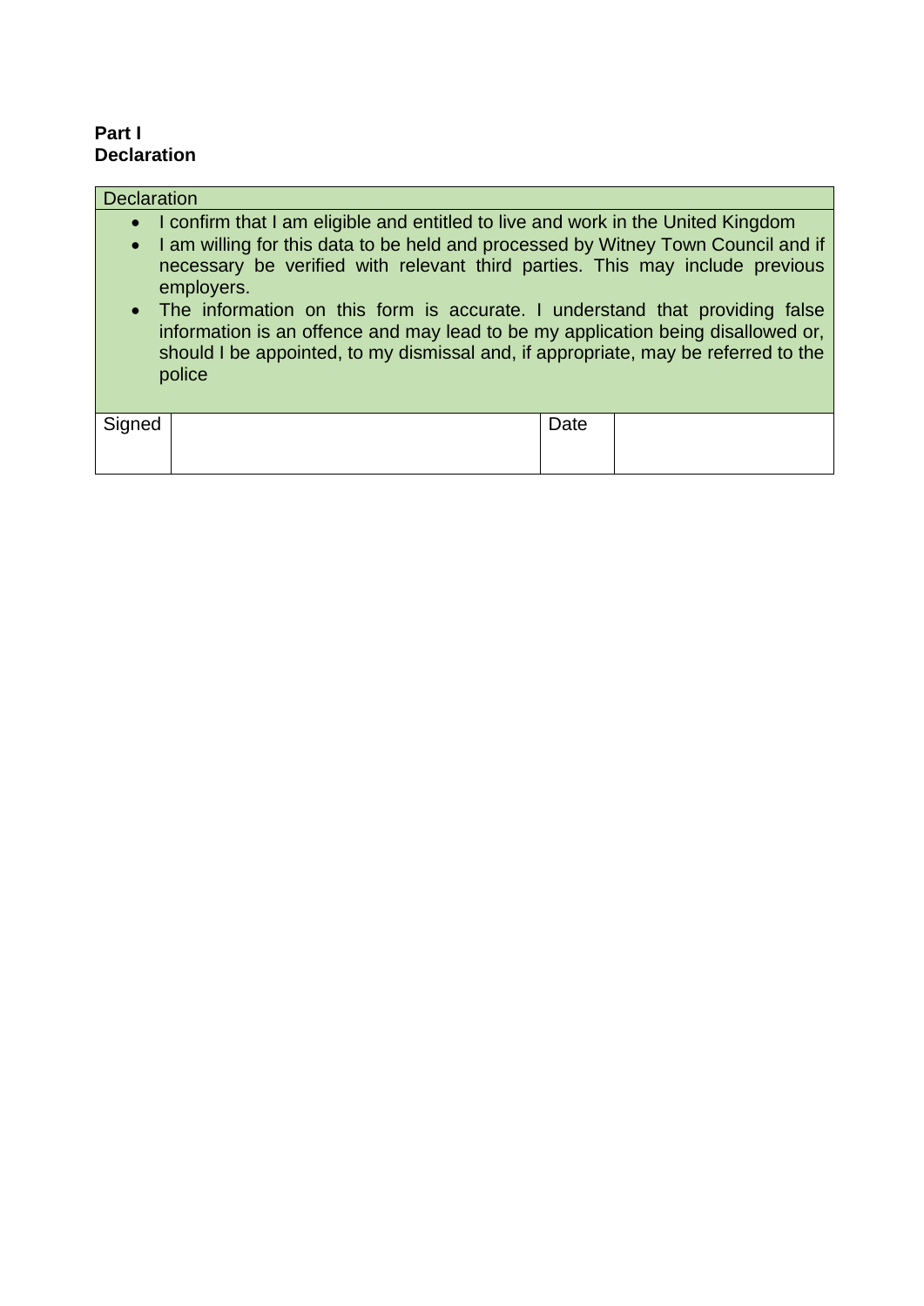**Part I**
**Declaration**

| Declaration | | | |
|---|---|---|---|
| • I confirm that I am eligible and entitled to live and work in the United Kingdom<br>• I am willing for this data to be held and processed by Witney Town Council and if necessary be verified with relevant third parties. This may include previous employers.<br>• The information on this form is accurate. I understand that providing false information is an offence and may lead to be my application being disallowed or, should I be appointed, to my dismissal and, if appropriate, may be referred to the police | | | |
| Signed | | Date | |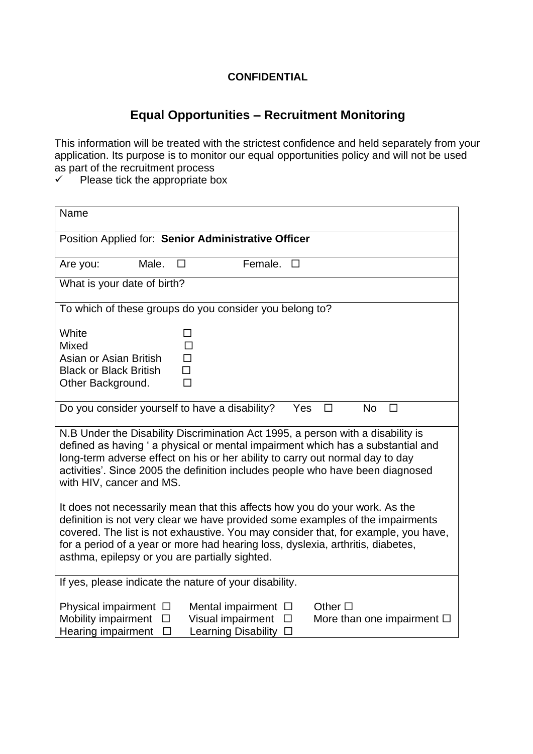**CONFIDENTIAL**

# Equal Opportunities – Recruitment Monitoring

This information will be treated with the strictest confidence and held separately from your application. Its purpose is to monitor our equal opportunities policy and will not be used as part of the recruitment process

✓ Please tick the appropriate box

| |
|---|
| Name |
| Position Applied for: **Senior Administrative Officer** |
| Are you: Male. ☐ Female. ☐ |
| What is your date of birth? |
| To which of these groups do you consider you belong to?<br><br>White ☐<br>Mixed ☐<br>Asian or Asian British ☐<br>Black or Black British ☐<br>Other Background. ☐ |
| Do you consider yourself to have a disability? Yes ☐ No ☐ |
| N.B Under the Disability Discrimination Act 1995, a person with a disability is defined as having ' a physical or mental impairment which has a substantial and long-term adverse effect on his or her ability to carry out normal day to day activities'. Since 2005 the definition includes people who have been diagnosed with HIV, cancer and MS.<br><br>It does not necessarily mean that this affects how you do your work. As the definition is not very clear we have provided some examples of the impairments covered. The list is not exhaustive. You may consider that, for example, you have, for a period of a year or more had hearing loss, dyslexia, arthritis, diabetes, asthma, epilepsy or you are partially sighted. |
| If yes, please indicate the nature of your disability.<br><br>Physical impairment ☐ Mental impairment ☐ Other ☐<br>Mobility impairment ☐ Visual impairment ☐ More than one impairment ☐<br>Hearing impairment ☐ Learning Disability ☐ |